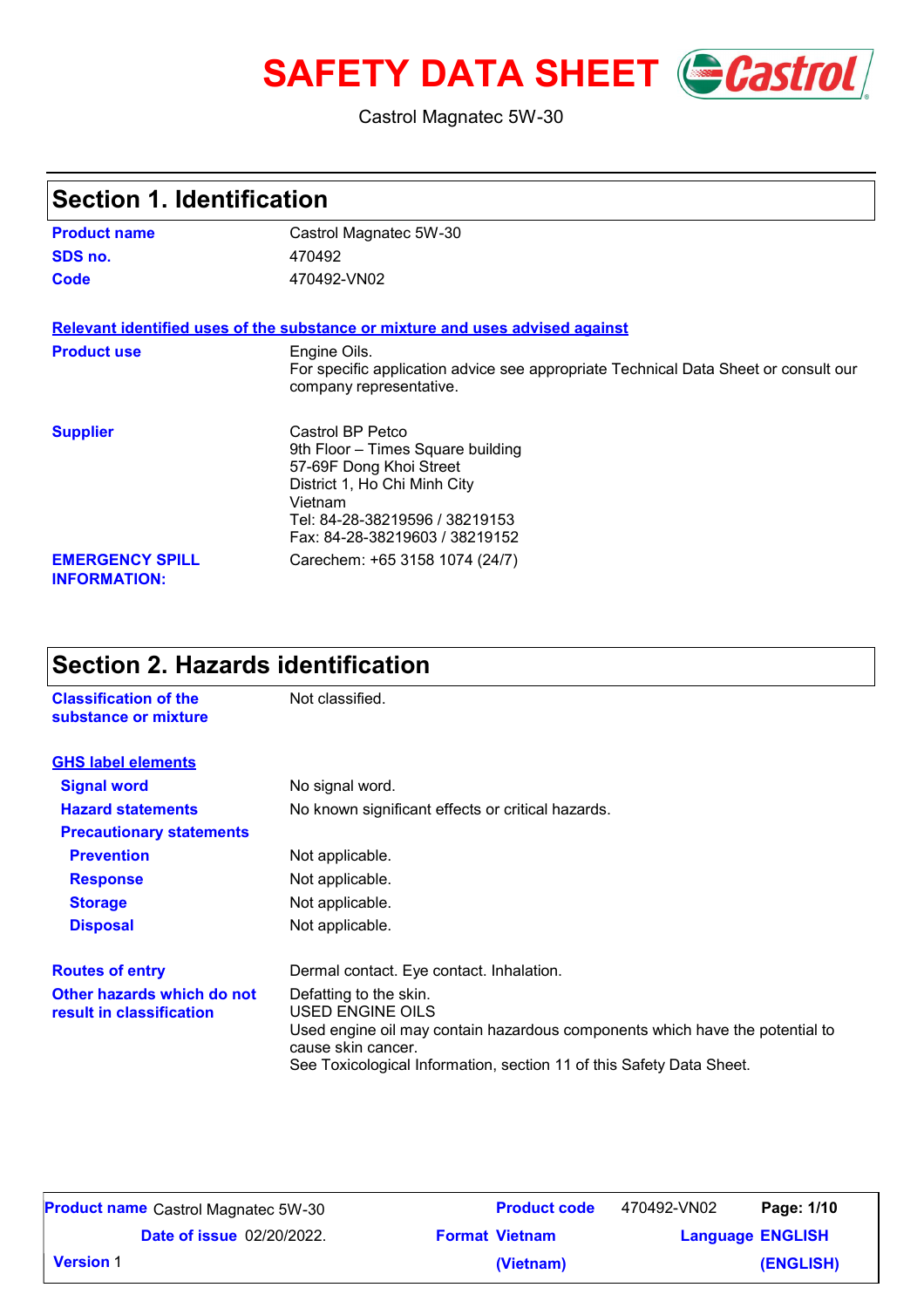# SAFETY DATA SHEET

Castrol Magnatec 5W-30

## Section 1. Identification

| | |
|---|---|
| **Product name** | Castrol Magnatec 5W-30 |
| **SDS no.** | 470492 |
| **Code** | 470492-VN02 |

**Relevant identified uses of the substance or mixture and uses advised against**

| | |
|---|---|
| **Product use** | Engine Oils.<br>For specific application advice see appropriate Technical Data Sheet or consult our company representative. |
| **Supplier** | Castrol BP Petco<br>9th Floor – Times Square building<br>57-69F Dong Khoi Street<br>District 1, Ho Chi Minh City<br>Vietnam<br>Tel: 84-28-38219596 / 38219153<br>Fax: 84-28-38219603 / 38219152 |
| **EMERGENCY SPILL INFORMATION:** | Carechem: +65 3158 1074 (24/7) |

## Section 2. Hazards identification

| | |
|---|---|
| **Classification of the substance or mixture** | Not classified. |

**GHS label elements**

| | |
|---|---|
| **Signal word** | No signal word. |
| **Hazard statements** | No known significant effects or critical hazards. |
| **Precautionary statements** | |
| **Prevention** | Not applicable. |
| **Response** | Not applicable. |
| **Storage** | Not applicable. |
| **Disposal** | Not applicable. |

| | |
|---|---|
| **Routes of entry** | Dermal contact. Eye contact. Inhalation. |
| **Other hazards which do not result in classification** | Defatting to the skin.<br>USED ENGINE OILS<br>Used engine oil may contain hazardous components which have the potential to cause skin cancer.<br>See Toxicological Information, section 11 of this Safety Data Sheet. |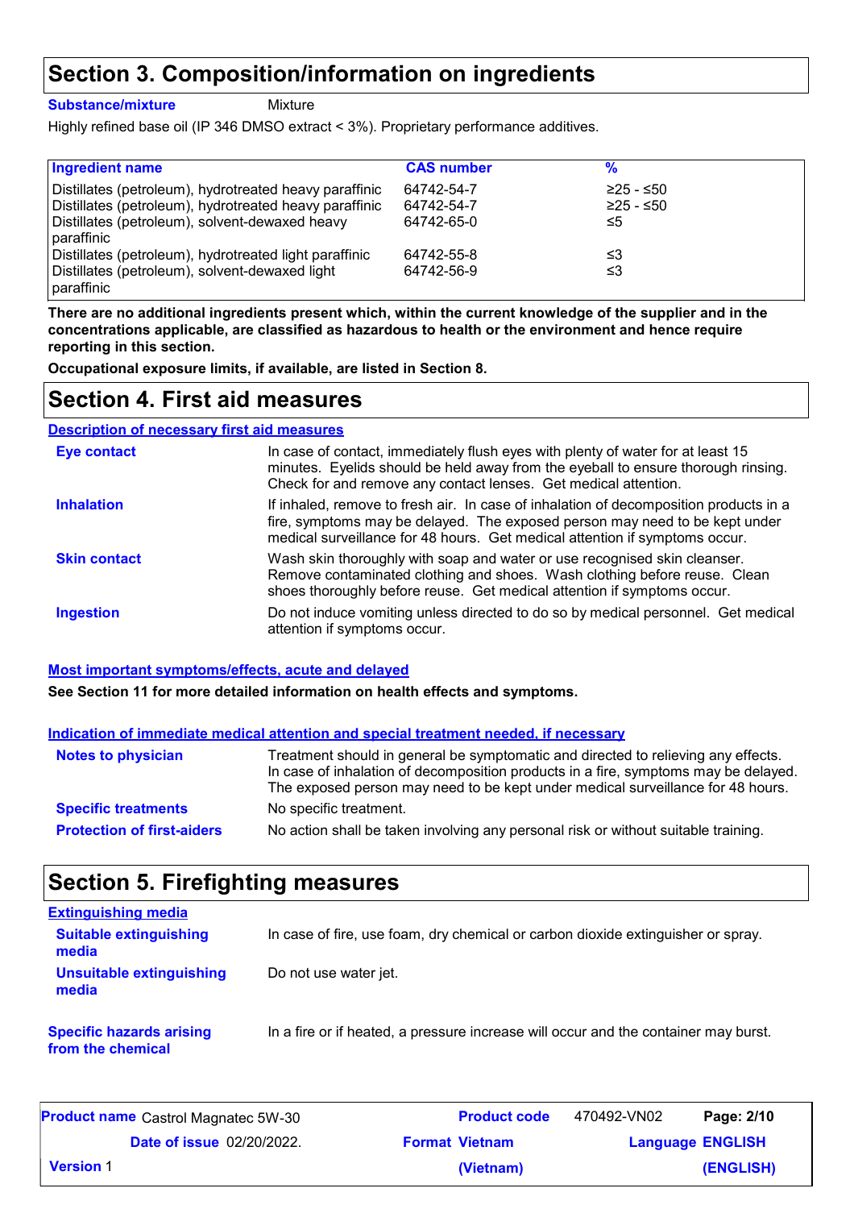## Section 3. Composition/information on ingredients

**Substance/mixture** Mixture

Highly refined base oil (IP 346 DMSO extract < 3%). Proprietary performance additives.

| Ingredient name | CAS number | % |
|---|---|---|
| Distillates (petroleum), hydrotreated heavy paraffinic | 64742-54-7 | ≥25 - ≤50 |
| Distillates (petroleum), hydrotreated heavy paraffinic | 64742-54-7 | ≥25 - ≤50 |
| Distillates (petroleum), solvent-dewaxed heavy paraffinic | 64742-65-0 | ≤5 |
| Distillates (petroleum), hydrotreated light paraffinic | 64742-55-8 | ≤3 |
| Distillates (petroleum), solvent-dewaxed light paraffinic | 64742-56-9 | ≤3 |

**There are no additional ingredients present which, within the current knowledge of the supplier and in the concentrations applicable, are classified as hazardous to health or the environment and hence require reporting in this section.**

**Occupational exposure limits, if available, are listed in Section 8.**

## Section 4. First aid measures

**Description of necessary first aid measures**

**Eye contact** In case of contact, immediately flush eyes with plenty of water for at least 15 minutes. Eyelids should be held away from the eyeball to ensure thorough rinsing. Check for and remove any contact lenses. Get medical attention.

**Inhalation** If inhaled, remove to fresh air. In case of inhalation of decomposition products in a fire, symptoms may be delayed. The exposed person may need to be kept under medical surveillance for 48 hours. Get medical attention if symptoms occur.

**Skin contact** Wash skin thoroughly with soap and water or use recognised skin cleanser. Remove contaminated clothing and shoes. Wash clothing before reuse. Clean shoes thoroughly before reuse. Get medical attention if symptoms occur.

**Ingestion** Do not induce vomiting unless directed to do so by medical personnel. Get medical attention if symptoms occur.

**Most important symptoms/effects, acute and delayed**

**See Section 11 for more detailed information on health effects and symptoms.**

**Indication of immediate medical attention and special treatment needed, if necessary**

**Notes to physician** Treatment should in general be symptomatic and directed to relieving any effects. In case of inhalation of decomposition products in a fire, symptoms may be delayed. The exposed person may need to be kept under medical surveillance for 48 hours.

**Specific treatments** No specific treatment.

**Protection of first-aiders** No action shall be taken involving any personal risk or without suitable training.

## Section 5. Firefighting measures

**Extinguishing media**

**Suitable extinguishing media** In case of fire, use foam, dry chemical or carbon dioxide extinguisher or spray.

**Unsuitable extinguishing media** Do not use water jet.

**Specific hazards arising from the chemical** In a fire or if heated, a pressure increase will occur and the container may burst.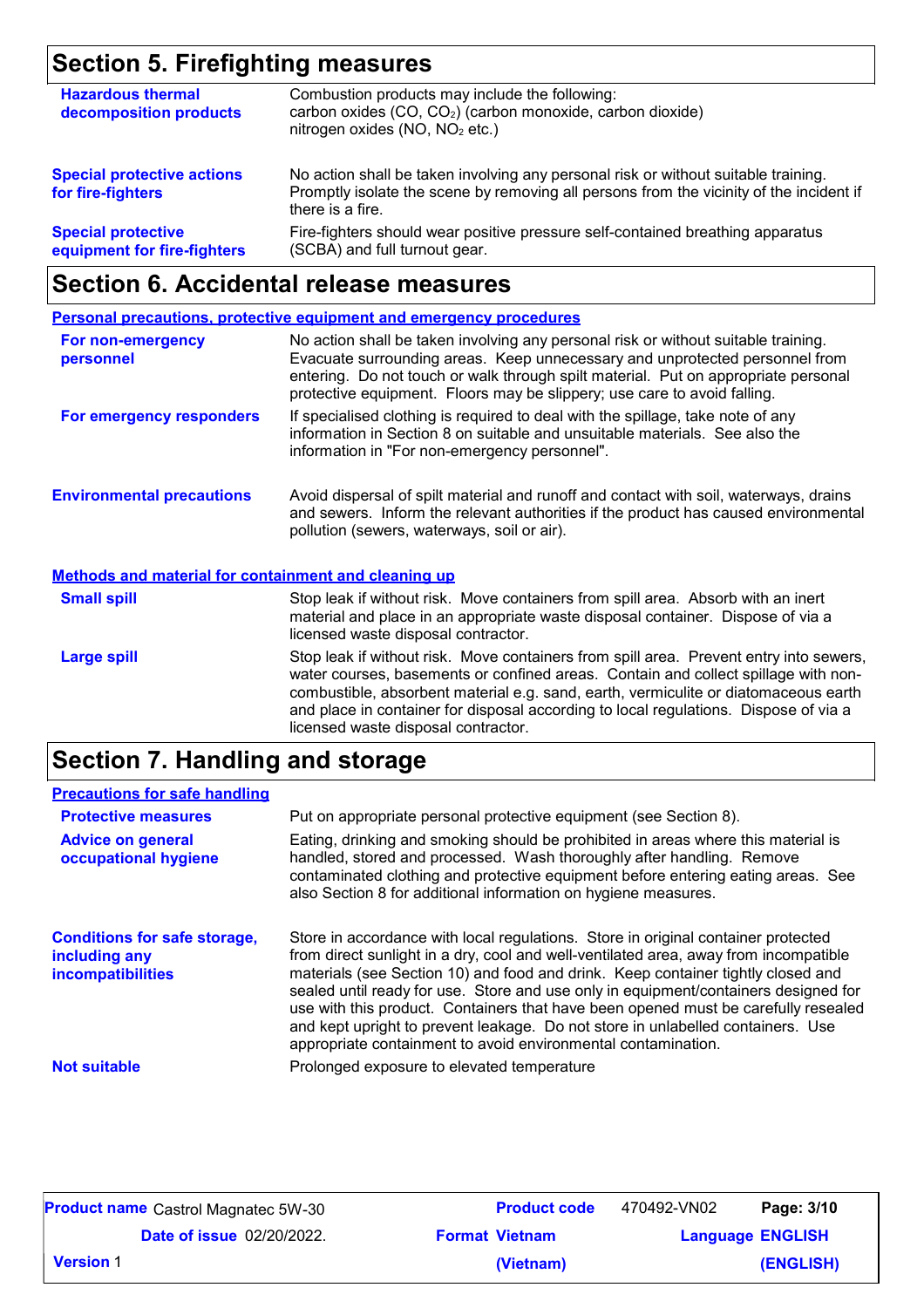## Section 5. Firefighting measures

**Hazardous thermal decomposition products**
Combustion products may include the following:
carbon oxides (CO, $CO_2$) (carbon monoxide, carbon dioxide)
nitrogen oxides (NO, $NO_2$ etc.)

**Special protective actions for fire-fighters**
No action shall be taken involving any personal risk or without suitable training. Promptly isolate the scene by removing all persons from the vicinity of the incident if there is a fire.

**Special protective equipment for fire-fighters**
Fire-fighters should wear positive pressure self-contained breathing apparatus (SCBA) and full turnout gear.

## Section 6. Accidental release measures

### Personal precautions, protective equipment and emergency procedures

**For non-emergency personnel**
No action shall be taken involving any personal risk or without suitable training. Evacuate surrounding areas. Keep unnecessary and unprotected personnel from entering. Do not touch or walk through spilt material. Put on appropriate personal protective equipment. Floors may be slippery; use care to avoid falling.

**For emergency responders**
If specialised clothing is required to deal with the spillage, take note of any information in Section 8 on suitable and unsuitable materials. See also the information in "For non-emergency personnel".

**Environmental precautions**
Avoid dispersal of spilt material and runoff and contact with soil, waterways, drains and sewers. Inform the relevant authorities if the product has caused environmental pollution (sewers, waterways, soil or air).

### Methods and material for containment and cleaning up

**Small spill**
Stop leak if without risk. Move containers from spill area. Absorb with an inert material and place in an appropriate waste disposal container. Dispose of via a licensed waste disposal contractor.

**Large spill**
Stop leak if without risk. Move containers from spill area. Prevent entry into sewers, water courses, basements or confined areas. Contain and collect spillage with non-combustible, absorbent material e.g. sand, earth, vermiculite or diatomaceous earth and place in container for disposal according to local regulations. Dispose of via a licensed waste disposal contractor.

## Section 7. Handling and storage

### Precautions for safe handling

**Protective measures**
Put on appropriate personal protective equipment (see Section 8).

**Advice on general occupational hygiene**
Eating, drinking and smoking should be prohibited in areas where this material is handled, stored and processed. Wash thoroughly after handling. Remove contaminated clothing and protective equipment before entering eating areas. See also Section 8 for additional information on hygiene measures.

**Conditions for safe storage, including any incompatibilities**
Store in accordance with local regulations. Store in original container protected from direct sunlight in a dry, cool and well-ventilated area, away from incompatible materials (see Section 10) and food and drink. Keep container tightly closed and sealed until ready for use. Store and use only in equipment/containers designed for use with this product. Containers that have been opened must be carefully resealed and kept upright to prevent leakage. Do not store in unlabelled containers. Use appropriate containment to avoid environmental contamination.

**Not suitable**
Prolonged exposure to elevated temperature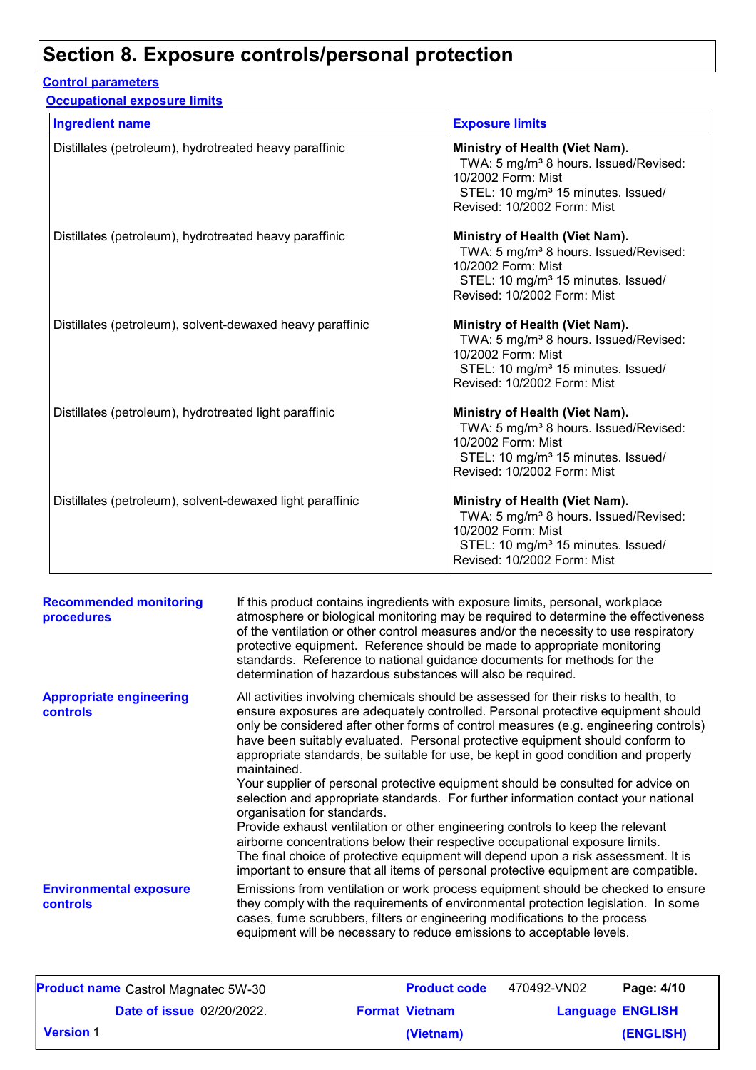# Section 8. Exposure controls/personal protection

### Control parameters

#### Occupational exposure limits

| Ingredient name | Exposure limits |
|---|---|
| Distillates (petroleum), hydrotreated heavy paraffinic | **Ministry of Health (Viet Nam).** TWA: 5 mg/m³ 8 hours. Issued/Revised: 10/2002 Form: Mist STEL: 10 mg/m³ 15 minutes. Issued/ Revised: 10/2002 Form: Mist |
| Distillates (petroleum), hydrotreated heavy paraffinic | **Ministry of Health (Viet Nam).** TWA: 5 mg/m³ 8 hours. Issued/Revised: 10/2002 Form: Mist STEL: 10 mg/m³ 15 minutes. Issued/ Revised: 10/2002 Form: Mist |
| Distillates (petroleum), solvent-dewaxed heavy paraffinic | **Ministry of Health (Viet Nam).** TWA: 5 mg/m³ 8 hours. Issued/Revised: 10/2002 Form: Mist STEL: 10 mg/m³ 15 minutes. Issued/ Revised: 10/2002 Form: Mist |
| Distillates (petroleum), hydrotreated light paraffinic | **Ministry of Health (Viet Nam).** TWA: 5 mg/m³ 8 hours. Issued/Revised: 10/2002 Form: Mist STEL: 10 mg/m³ 15 minutes. Issued/ Revised: 10/2002 Form: Mist |
| Distillates (petroleum), solvent-dewaxed light paraffinic | **Ministry of Health (Viet Nam).** TWA: 5 mg/m³ 8 hours. Issued/Revised: 10/2002 Form: Mist STEL: 10 mg/m³ 15 minutes. Issued/ Revised: 10/2002 Form: Mist |

**Recommended monitoring procedures**

If this product contains ingredients with exposure limits, personal, workplace atmosphere or biological monitoring may be required to determine the effectiveness of the ventilation or other control measures and/or the necessity to use respiratory protective equipment. Reference should be made to appropriate monitoring standards. Reference to national guidance documents for methods for the determination of hazardous substances will also be required.

**Appropriate engineering controls**

All activities involving chemicals should be assessed for their risks to health, to ensure exposures are adequately controlled. Personal protective equipment should only be considered after other forms of control measures (e.g. engineering controls) have been suitably evaluated. Personal protective equipment should conform to appropriate standards, be suitable for use, be kept in good condition and properly maintained.
Your supplier of personal protective equipment should be consulted for advice on selection and appropriate standards. For further information contact your national organisation for standards.
Provide exhaust ventilation or other engineering controls to keep the relevant airborne concentrations below their respective occupational exposure limits.
The final choice of protective equipment will depend upon a risk assessment. It is important to ensure that all items of personal protective equipment are compatible.

**Environmental exposure controls**

Emissions from ventilation or work process equipment should be checked to ensure they comply with the requirements of environmental protection legislation. In some cases, fume scrubbers, filters or engineering modifications to the process equipment will be necessary to reduce emissions to acceptable levels.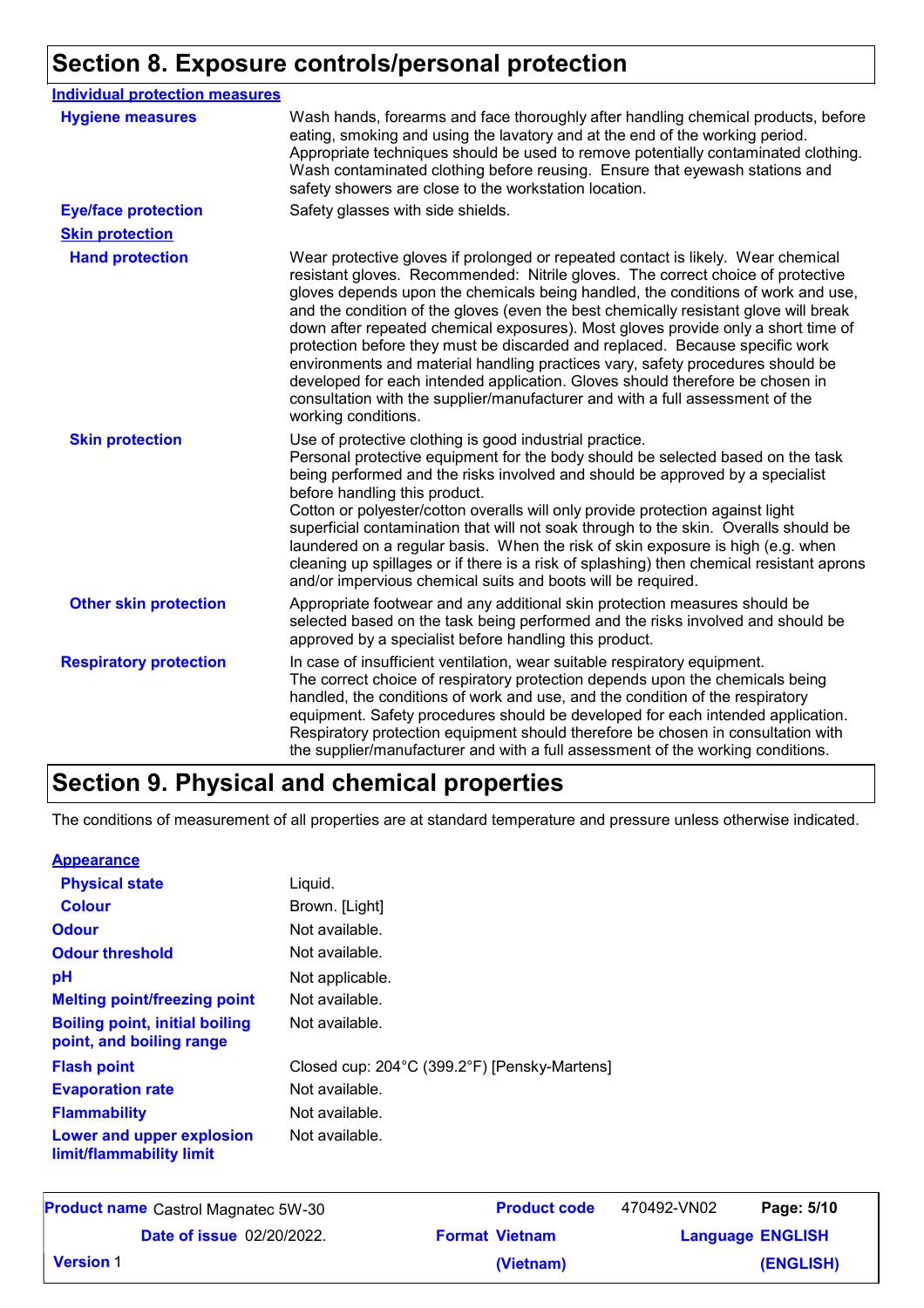## Section 8. Exposure controls/personal protection

### Individual protection measures

**Hygiene measures**
Wash hands, forearms and face thoroughly after handling chemical products, before eating, smoking and using the lavatory and at the end of the working period. Appropriate techniques should be used to remove potentially contaminated clothing. Wash contaminated clothing before reusing. Ensure that eyewash stations and safety showers are close to the workstation location.

**Eye/face protection**
Safety glasses with side shields.

**Skin protection**

**Hand protection**
Wear protective gloves if prolonged or repeated contact is likely. Wear chemical resistant gloves. Recommended: Nitrile gloves. The correct choice of protective gloves depends upon the chemicals being handled, the conditions of work and use, and the condition of the gloves (even the best chemically resistant glove will break down after repeated chemical exposures). Most gloves provide only a short time of protection before they must be discarded and replaced. Because specific work environments and material handling practices vary, safety procedures should be developed for each intended application. Gloves should therefore be chosen in consultation with the supplier/manufacturer and with a full assessment of the working conditions.

**Skin protection**
Use of protective clothing is good industrial practice.
Personal protective equipment for the body should be selected based on the task being performed and the risks involved and should be approved by a specialist before handling this product.
Cotton or polyester/cotton overalls will only provide protection against light superficial contamination that will not soak through to the skin. Overalls should be laundered on a regular basis. When the risk of skin exposure is high (e.g. when cleaning up spillages or if there is a risk of splashing) then chemical resistant aprons and/or impervious chemical suits and boots will be required.

**Other skin protection**
Appropriate footwear and any additional skin protection measures should be selected based on the task being performed and the risks involved and should be approved by a specialist before handling this product.

**Respiratory protection**
In case of insufficient ventilation, wear suitable respiratory equipment.
The correct choice of respiratory protection depends upon the chemicals being handled, the conditions of work and use, and the condition of the respiratory equipment. Safety procedures should be developed for each intended application. Respiratory protection equipment should therefore be chosen in consultation with the supplier/manufacturer and with a full assessment of the working conditions.

## Section 9. Physical and chemical properties

The conditions of measurement of all properties are at standard temperature and pressure unless otherwise indicated.

### Appearance

| | |
|---|---|
| **Physical state** | Liquid. |
| **Colour** | Brown. [Light] |
| **Odour** | Not available. |
| **Odour threshold** | Not available. |
| **pH** | Not applicable. |
| **Melting point/freezing point** | Not available. |
| **Boiling point, initial boiling point, and boiling range** | Not available. |
| **Flash point** | Closed cup: 204°C (399.2°F) [Pensky-Martens] |
| **Evaporation rate** | Not available. |
| **Flammability** | Not available. |
| **Lower and upper explosion limit/flammability limit** | Not available. |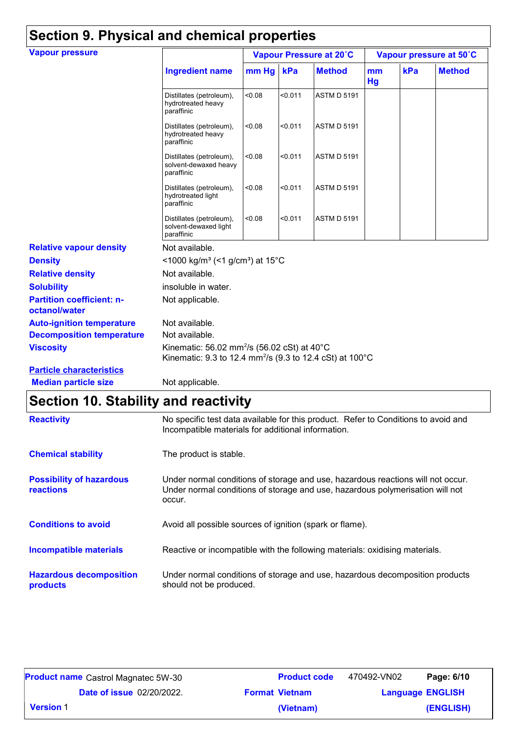## Section 9. Physical and chemical properties

**Vapour pressure**

| Ingredient name | Vapour Pressure at 20˚C | | | Vapour pressure at 50˚C | | |
|---|---|---|---|---|---|---|
| | mm Hg | kPa | Method | mm Hg | kPa | Method |
| Distillates (petroleum), hydrotreated heavy paraffinic | <0.08 | <0.011 | ASTM D 5191 | | | |
| Distillates (petroleum), hydrotreated heavy paraffinic | <0.08 | <0.011 | ASTM D 5191 | | | |
| Distillates (petroleum), solvent-dewaxed heavy paraffinic | <0.08 | <0.011 | ASTM D 5191 | | | |
| Distillates (petroleum), hydrotreated light paraffinic | <0.08 | <0.011 | ASTM D 5191 | | | |
| Distillates (petroleum), solvent-dewaxed light paraffinic | <0.08 | <0.011 | ASTM D 5191 | | | |

**Relative vapour density** Not available.

**Density** <1000 kg/m³ (<1 g/cm³) at 15°C

**Relative density** Not available.

**Solubility** insoluble in water.

**Partition coefficient: n-octanol/water** Not applicable.

**Auto-ignition temperature** Not available.

**Decomposition temperature** Not available.

**Viscosity** Kinematic: 56.02 mm²/s (56.02 cSt) at 40°C
Kinematic: 9.3 to 12.4 mm²/s (9.3 to 12.4 cSt) at 100°C

**Particle characteristics**

**Median particle size** Not applicable.

## Section 10. Stability and reactivity

**Reactivity** No specific test data available for this product. Refer to Conditions to avoid and Incompatible materials for additional information.

**Chemical stability** The product is stable.

**Possibility of hazardous reactions** Under normal conditions of storage and use, hazardous reactions will not occur. Under normal conditions of storage and use, hazardous polymerisation will not occur.

**Conditions to avoid** Avoid all possible sources of ignition (spark or flame).

**Incompatible materials** Reactive or incompatible with the following materials: oxidising materials.

**Hazardous decomposition products** Under normal conditions of storage and use, hazardous decomposition products should not be produced.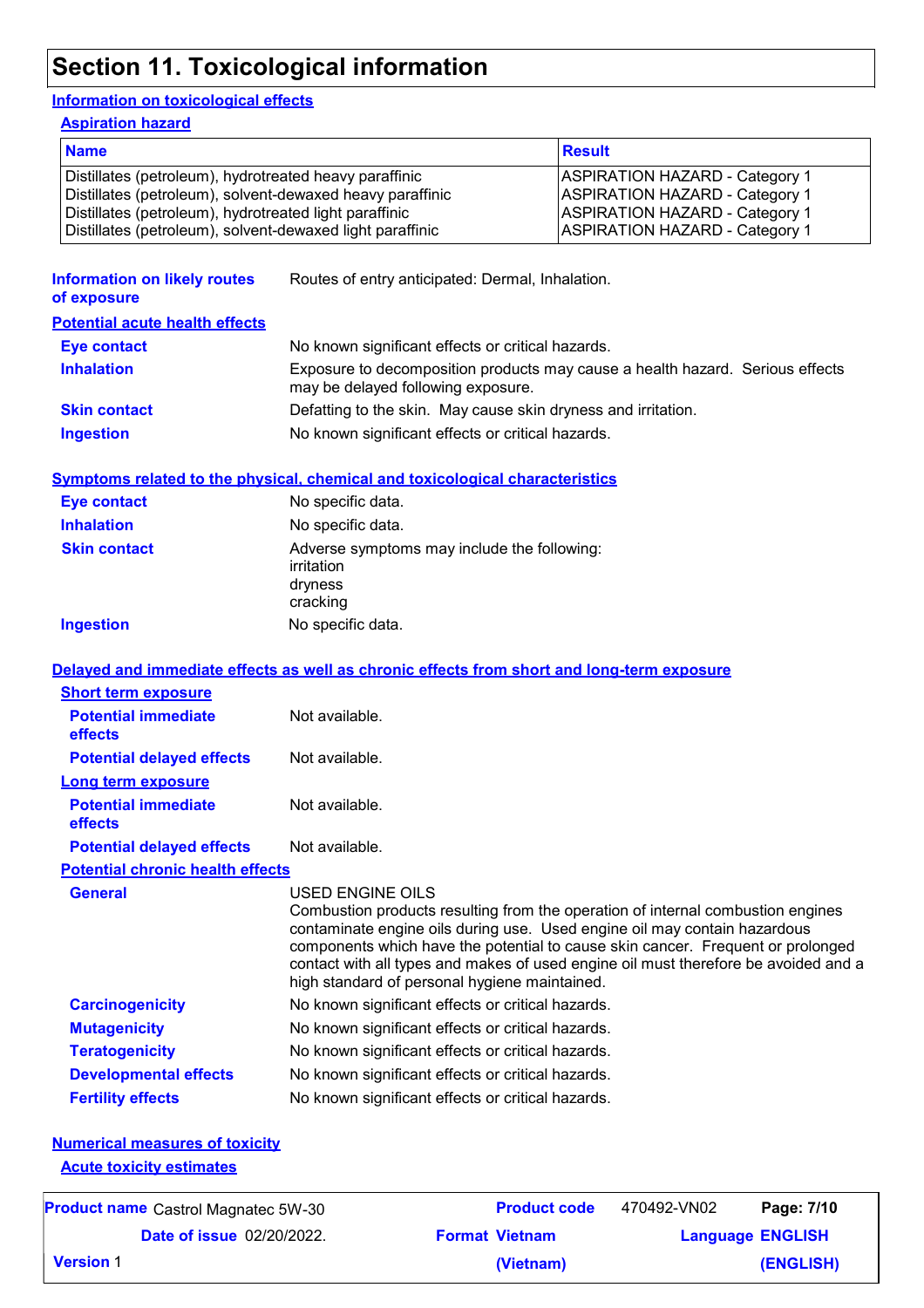# Section 11. Toxicological information

## Information on toxicological effects

### Aspiration hazard

| Name | Result |
|---|---|
| Distillates (petroleum), hydrotreated heavy paraffinic | ASPIRATION HAZARD - Category 1 |
| Distillates (petroleum), solvent-dewaxed heavy paraffinic | ASPIRATION HAZARD - Category 1 |
| Distillates (petroleum), hydrotreated light paraffinic | ASPIRATION HAZARD - Category 1 |
| Distillates (petroleum), solvent-dewaxed light paraffinic | ASPIRATION HAZARD - Category 1 |

**Information on likely routes of exposure**: Routes of entry anticipated: Dermal, Inhalation.

### Potential acute health effects

**Eye contact**: No known significant effects or critical hazards.

**Inhalation**: Exposure to decomposition products may cause a health hazard. Serious effects may be delayed following exposure.

**Skin contact**: Defatting to the skin. May cause skin dryness and irritation.

**Ingestion**: No known significant effects or critical hazards.

### Symptoms related to the physical, chemical and toxicological characteristics

**Eye contact**: No specific data.

**Inhalation**: No specific data.

**Skin contact**: Adverse symptoms may include the following:
irritation
dryness
cracking

**Ingestion**: No specific data.

### Delayed and immediate effects as well as chronic effects from short and long-term exposure

#### Short term exposure

**Potential immediate effects**: Not available.

**Potential delayed effects**: Not available.

#### Long term exposure

**Potential immediate effects**: Not available.

**Potential delayed effects**: Not available.

#### Potential chronic health effects

**General**: USED ENGINE OILS
Combustion products resulting from the operation of internal combustion engines contaminate engine oils during use. Used engine oil may contain hazardous components which have the potential to cause skin cancer. Frequent or prolonged contact with all types and makes of used engine oil must therefore be avoided and a high standard of personal hygiene maintained.

**Carcinogenicity**: No known significant effects or critical hazards.

**Mutagenicity**: No known significant effects or critical hazards.

**Teratogenicity**: No known significant effects or critical hazards.

**Developmental effects**: No known significant effects or critical hazards.

**Fertility effects**: No known significant effects or critical hazards.

### Numerical measures of toxicity

#### Acute toxicity estimates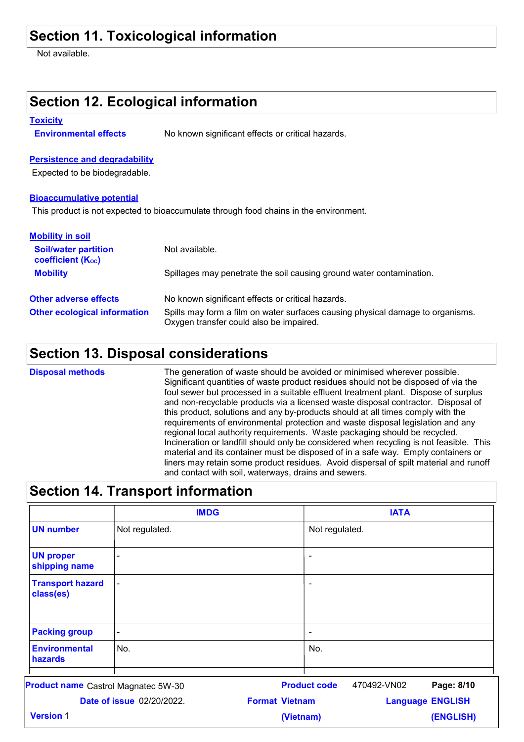## Section 11. Toxicological information

Not available.

## Section 12. Ecological information

### Toxicity

**Environmental effects** No known significant effects or critical hazards.

### Persistence and degradability

Expected to be biodegradable.

### Bioaccumulative potential

This product is not expected to bioaccumulate through food chains in the environment.

### Mobility in soil

**Soil/water partition coefficient ($K_{OC}$)** Not available.

**Mobility** Spillages may penetrate the soil causing ground water contamination.

**Other adverse effects** No known significant effects or critical hazards.

**Other ecological information** Spills may form a film on water surfaces causing physical damage to organisms. Oxygen transfer could also be impaired.

## Section 13. Disposal considerations

**Disposal methods** The generation of waste should be avoided or minimised wherever possible. Significant quantities of waste product residues should not be disposed of via the foul sewer but processed in a suitable effluent treatment plant. Dispose of surplus and non-recyclable products via a licensed waste disposal contractor. Disposal of this product, solutions and any by-products should at all times comply with the requirements of environmental protection and waste disposal legislation and any regional local authority requirements. Waste packaging should be recycled. Incineration or landfill should only be considered when recycling is not feasible. This material and its container must be disposed of in a safe way. Empty containers or liners may retain some product residues. Avoid dispersal of spilt material and runoff and contact with soil, waterways, drains and sewers.

## Section 14. Transport information

| | IMDG | IATA |
|---|---|---|
| **UN number** | Not regulated. | Not regulated. |
| **UN proper shipping name** | - | - |
| **Transport hazard class(es)** | - | - |
| **Packing group** | - | - |
| **Environmental hazards** | No. | No. |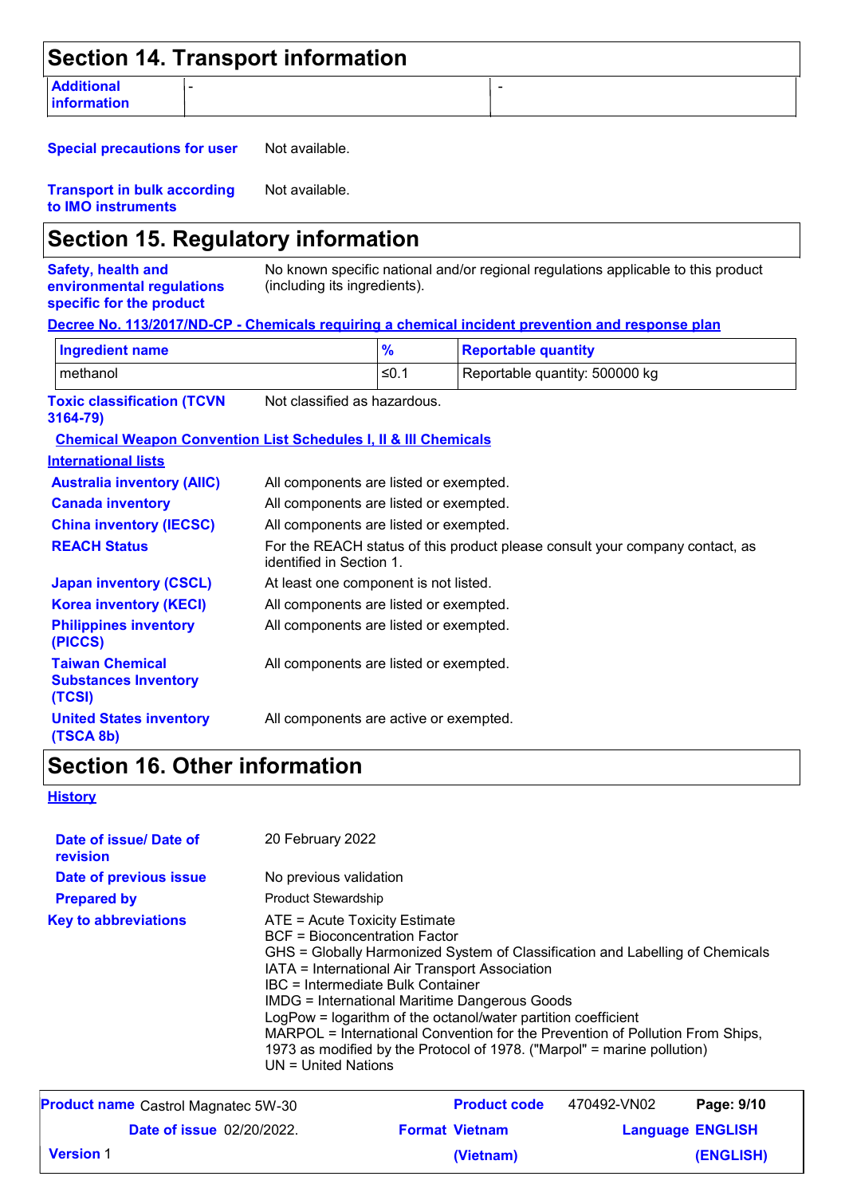## Section 14. Transport information

| Additional information | - | - |
|---|---|---|

**Special precautions for user** Not available.

**Transport in bulk according to IMO instruments** Not available.

## Section 15. Regulatory information

**Safety, health and environmental regulations specific for the product** No known specific national and/or regional regulations applicable to this product (including its ingredients).

**Decree No. 113/2017/ND-CP - Chemicals requiring a chemical incident prevention and response plan**

| Ingredient name | % | Reportable quantity |
|---|---|---|
| methanol | ≤0.1 | Reportable quantity: 500000 kg |

**Toxic classification (TCVN 3164-79)** Not classified as hazardous.

**Chemical Weapon Convention List Schedules I, II & III Chemicals**

**International lists**

**Australia inventory (AIIC)** All components are listed or exempted.

**Canada inventory** All components are listed or exempted.

**China inventory (IECSC)** All components are listed or exempted.

**REACH Status** For the REACH status of this product please consult your company contact, as identified in Section 1.

**Japan inventory (CSCL)** At least one component is not listed.

**Korea inventory (KECI)** All components are listed or exempted.

**Philippines inventory (PICCS)** All components are listed or exempted.

**Taiwan Chemical Substances Inventory (TCSI)** All components are listed or exempted.

**United States inventory (TSCA 8b)** All components are active or exempted.

## Section 16. Other information

**History**

**Date of issue/ Date of revision** 20 February 2022

**Date of previous issue** No previous validation

**Prepared by** Product Stewardship

**Key to abbreviations**

ATE = Acute Toxicity Estimate
BCF = Bioconcentration Factor
GHS = Globally Harmonized System of Classification and Labelling of Chemicals
IATA = International Air Transport Association
IBC = Intermediate Bulk Container
IMDG = International Maritime Dangerous Goods
LogPow = logarithm of the octanol/water partition coefficient
MARPOL = International Convention for the Prevention of Pollution From Ships, 1973 as modified by the Protocol of 1978. ("Marpol" = marine pollution)
UN = United Nations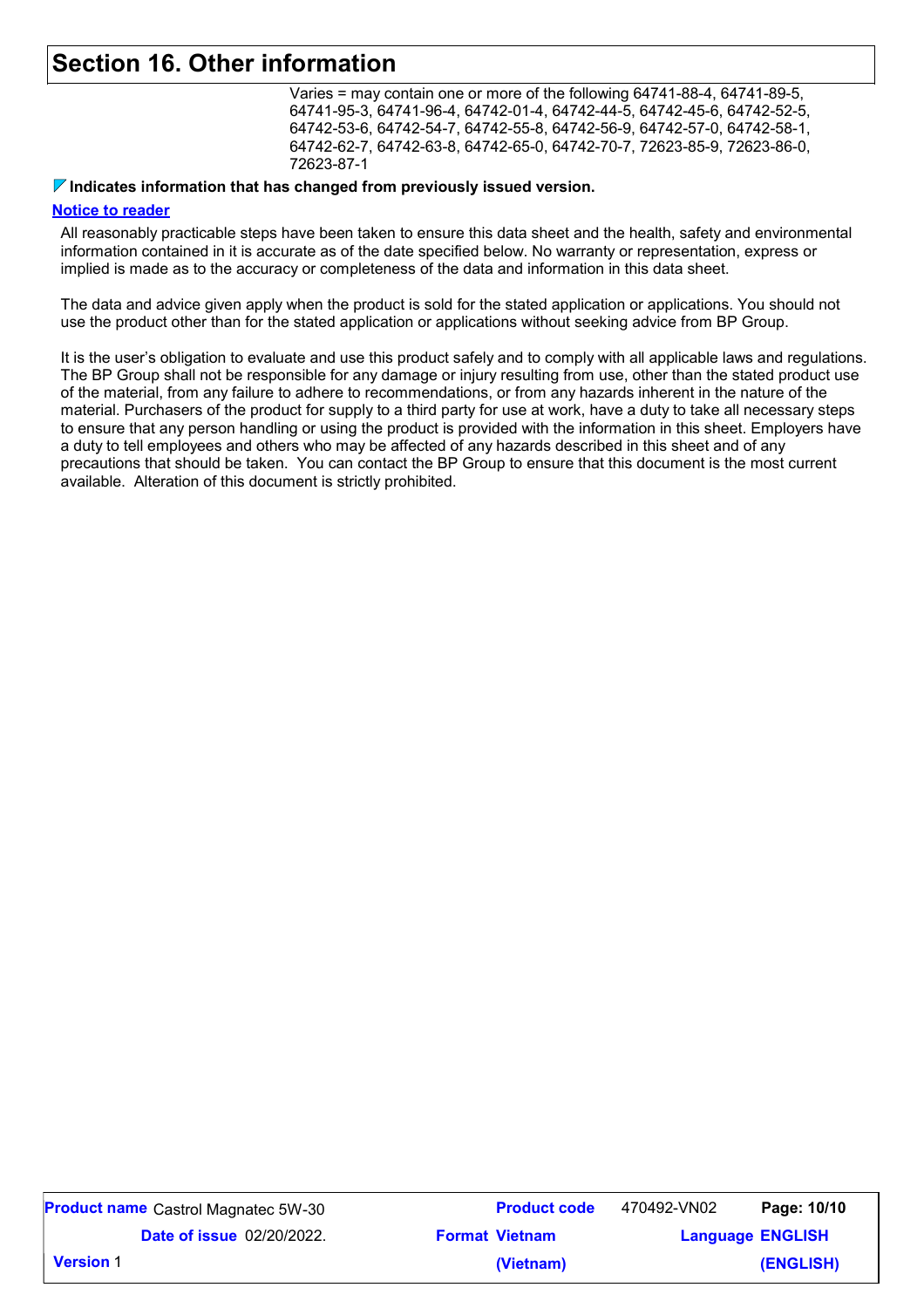# Section 16. Other information

Varies = may contain one or more of the following 64741-88-4, 64741-89-5, 64741-95-3, 64741-96-4, 64742-01-4, 64742-44-5, 64742-45-6, 64742-52-5, 64742-53-6, 64742-54-7, 64742-55-8, 64742-56-9, 64742-57-0, 64742-58-1, 64742-62-7, 64742-63-8, 64742-65-0, 64742-70-7, 72623-85-9, 72623-86-0, 72623-87-1

**Indicates information that has changed from previously issued version.**

**Notice to reader**

All reasonably practicable steps have been taken to ensure this data sheet and the health, safety and environmental information contained in it is accurate as of the date specified below. No warranty or representation, express or implied is made as to the accuracy or completeness of the data and information in this data sheet.

The data and advice given apply when the product is sold for the stated application or applications. You should not use the product other than for the stated application or applications without seeking advice from BP Group.

It is the user's obligation to evaluate and use this product safely and to comply with all applicable laws and regulations. The BP Group shall not be responsible for any damage or injury resulting from use, other than the stated product use of the material, from any failure to adhere to recommendations, or from any hazards inherent in the nature of the material. Purchasers of the product for supply to a third party for use at work, have a duty to take all necessary steps to ensure that any person handling or using the product is provided with the information in this sheet. Employers have a duty to tell employees and others who may be affected of any hazards described in this sheet and of any precautions that should be taken. You can contact the BP Group to ensure that this document is the most current available. Alteration of this document is strictly prohibited.